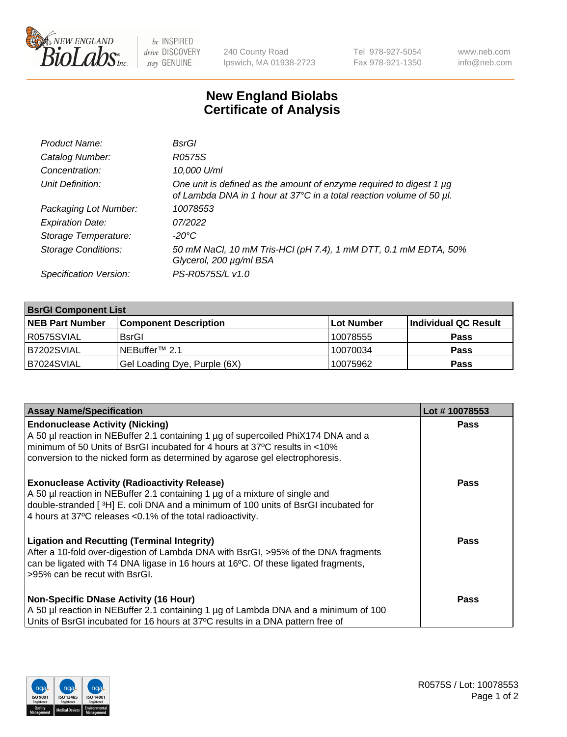# New England Biolabs Certificate of Analysis

| | |
|---|---|
| *Product Name:* | *BsrGI* |
| *Catalog Number:* | *R0575S* |
| *Concentration:* | *10,000 U/ml* |
| *Unit Definition:* | *One unit is defined as the amount of enzyme required to digest 1 µg of Lambda DNA in 1 hour at 37°C in a total reaction volume of 50 µl.* |
| *Packaging Lot Number:* | *10078553* |
| *Expiration Date:* | *07/2022* |
| *Storage Temperature:* | *-20°C* |
| *Storage Conditions:* | *50 mM NaCl, 10 mM Tris-HCl (pH 7.4), 1 mM DTT, 0.1 mM EDTA, 50% Glycerol, 200 µg/ml BSA* |
| *Specification Version:* | *PS-R0575S/L v1.0* |

| **BsrGI Component List** | | | |
|---|---|---|---|
| **NEB Part Number** | **Component Description** | **Lot Number** | **Individual QC Result** |
| R0575SVIAL | BsrGI | 10078555 | **Pass** |
| B7202SVIAL | NEBuffer™ 2.1 | 10070034 | **Pass** |
| B7024SVIAL | Gel Loading Dye, Purple (6X) | 10075962 | **Pass** |

| **Assay Name/Specification** | **Lot # 10078553** |
|---|---|
| **Endonuclease Activity (Nicking)**<br>A 50 µl reaction in NEBuffer 2.1 containing 1 µg of supercoiled PhiX174 DNA and a minimum of 50 Units of BsrGI incubated for 4 hours at 37ºC results in <10% conversion to the nicked form as determined by agarose gel electrophoresis. | **Pass** |
| **Exonuclease Activity (Radioactivity Release)**<br>A 50 µl reaction in NEBuffer 2.1 containing 1 µg of a mixture of single and double-stranded [ $^{3}$H] E. coli DNA and a minimum of 100 units of BsrGI incubated for 4 hours at 37ºC releases <0.1% of the total radioactivity. | **Pass** |
| **Ligation and Recutting (Terminal Integrity)**<br>After a 10-fold over-digestion of Lambda DNA with BsrGI, >95% of the DNA fragments can be ligated with T4 DNA ligase in 16 hours at 16ºC. Of these ligated fragments, >95% can be recut with BsrGI. | **Pass** |
| **Non-Specific DNase Activity (16 Hour)**<br>A 50 µl reaction in NEBuffer 2.1 containing 1 µg of Lambda DNA and a minimum of 100 Units of BsrGI incubated for 16 hours at 37ºC results in a DNA pattern free of | **Pass** |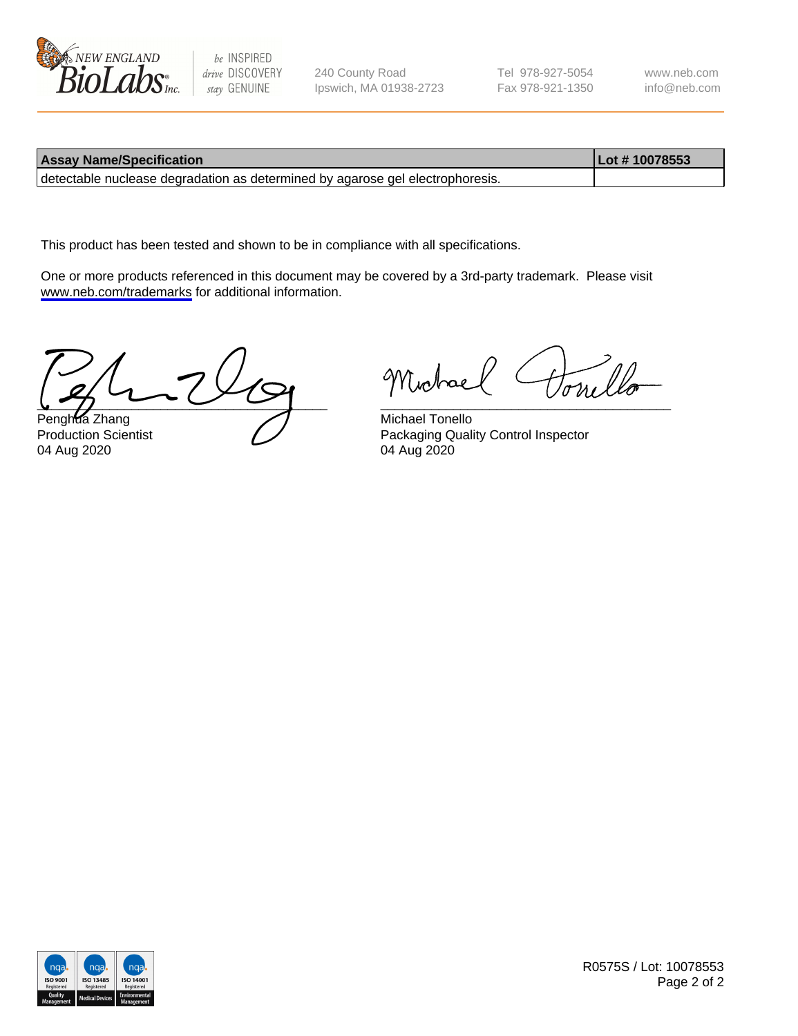| Assay Name/Specification | Lot # 10078553 |
|---|---|
| detectable nuclease degradation as determined by agarose gel electrophoresis. | |

This product has been tested and shown to be in compliance with all specifications.

One or more products referenced in this document may be covered by a 3rd-party trademark. Please visit www.neb.com/trademarks for additional information.

Penghua Zhang
Production Scientist
04 Aug 2020

Michael Tonello
Packaging Quality Control Inspector
04 Aug 2020

R0575S / Lot: 10078553